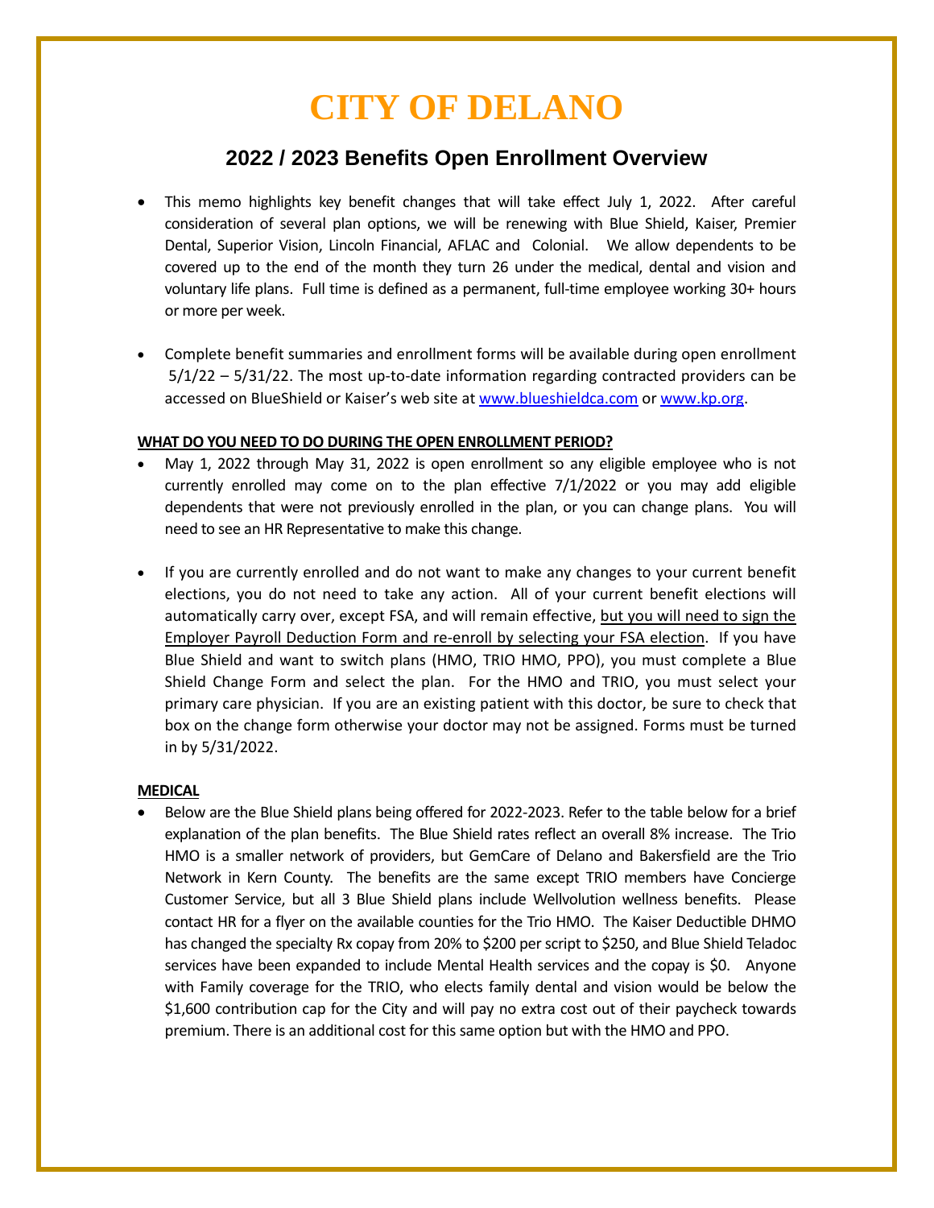# CITY OF DELANO

## 2022 / 2023 Benefits Open Enrollment Overview

- This memo highlights key benefit changes that will take effect July 1, 2022. After careful consideration of several plan options, we will be renewing with Blue Shield, Kaiser, Premier Dental, Superior Vision, Lincoln Financial, AFLAC and Colonial. We allow dependents to be covered up to the end of the month they turn 26 under the medical, dental and vision and voluntary life plans. Full time is defined as a permanent, full-time employee working 30+ hours or more per week.

- Complete benefit summaries and enrollment forms will be available during open enrollment 5/1/22 – 5/31/22. The most up-to-date information regarding contracted providers can be accessed on BlueShield or Kaiser's web site at [www.blueshieldca.com](http://www.blueshieldca.com) or [www.kp.org](http://www.kp.org).

**WHAT DO YOU NEED TO DO DURING THE OPEN ENROLLMENT PERIOD?**

- May 1, 2022 through May 31, 2022 is open enrollment so any eligible employee who is not currently enrolled may come on to the plan effective 7/1/2022 or you may add eligible dependents that were not previously enrolled in the plan, or you can change plans. You will need to see an HR Representative to make this change.

- If you are currently enrolled and do not want to make any changes to your current benefit elections, you do not need to take any action. All of your current benefit elections will automatically carry over, except FSA, and will remain effective, <u>but you will need to sign the Employer Payroll Deduction Form and re-enroll by selecting your FSA election</u>. If you have Blue Shield and want to switch plans (HMO, TRIO HMO, PPO), you must complete a Blue Shield Change Form and select the plan. For the HMO and TRIO, you must select your primary care physician. If you are an existing patient with this doctor, be sure to check that box on the change form otherwise your doctor may not be assigned. Forms must be turned in by 5/31/2022.

**MEDICAL**

- Below are the Blue Shield plans being offered for 2022-2023. Refer to the table below for a brief explanation of the plan benefits. The Blue Shield rates reflect an overall 8% increase. The Trio HMO is a smaller network of providers, but GemCare of Delano and Bakersfield are the Trio Network in Kern County. The benefits are the same except TRIO members have Concierge Customer Service, but all 3 Blue Shield plans include Wellvolution wellness benefits. Please contact HR for a flyer on the available counties for the Trio HMO. The Kaiser Deductible DHMO has changed the specialty Rx copay from 20% to $200 per script to $250, and Blue Shield Teladoc services have been expanded to include Mental Health services and the copay is $0. Anyone with Family coverage for the TRIO, who elects family dental and vision would be below the $1,600 contribution cap for the City and will pay no extra cost out of their paycheck towards premium. There is an additional cost for this same option but with the HMO and PPO.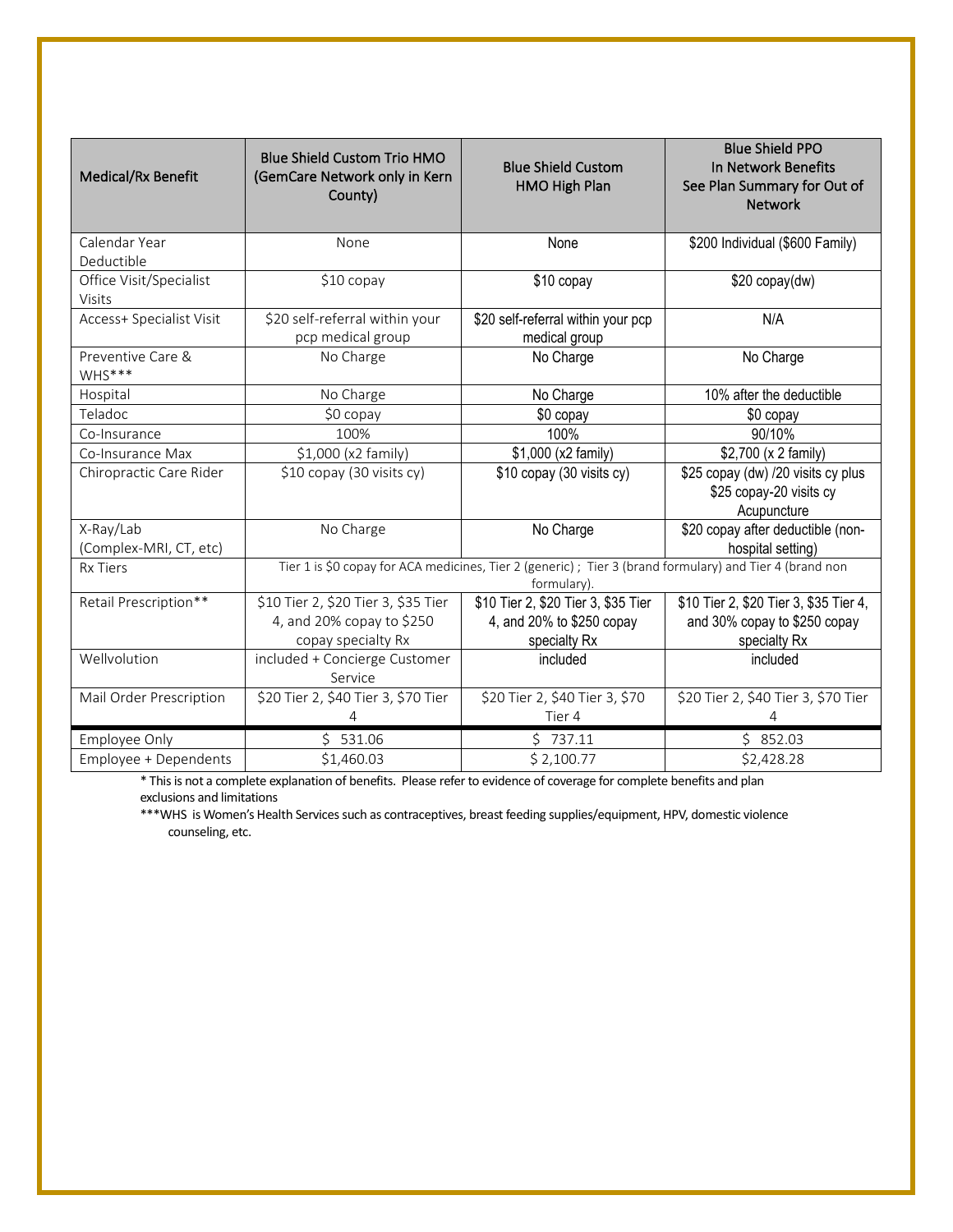| Medical/Rx Benefit | Blue Shield Custom Trio HMO (GemCare Network only in Kern County) | Blue Shield Custom HMO High Plan | Blue Shield PPO In Network Benefits See Plan Summary for Out of Network |
|---|---|---|---|
| Calendar Year Deductible | None | None | $200 Individual ($600 Family) |
| Office Visit/Specialist Visits | $10 copay | $10 copay | $20 copay(dw) |
| Access+ Specialist Visit | $20 self-referral within your pcp medical group | $20 self-referral within your pcp medical group | N/A |
| Preventive Care & WHS*** | No Charge | No Charge | No Charge |
| Hospital | No Charge | No Charge | 10% after the deductible |
| Teladoc | $0 copay | $0 copay | $0 copay |
| Co-Insurance | 100% | 100% | 90/10% |
| Co-Insurance Max | $1,000 (x2 family) | $1,000 (x2 family) | $2,700 (x 2 family) |
| Chiropractic Care Rider | $10 copay (30 visits cy) | $10 copay (30 visits cy) | $25 copay (dw) /20 visits cy plus $25 copay-20 visits cy Acupuncture |
| X-Ray/Lab (Complex-MRI, CT, etc) | No Charge | No Charge | $20 copay after deductible (non-hospital setting) |
| Rx Tiers | Tier 1 is $0 copay for ACA medicines, Tier 2 (generic) ; Tier 3 (brand formulary) and Tier 4 (brand non formulary). | | |
| Retail Prescription** | $10 Tier 2, $20 Tier 3, $35 Tier 4, and 20% copay to $250 copay specialty Rx | $10 Tier 2, $20 Tier 3, $35 Tier 4, and 20% to $250 copay specialty Rx | $10 Tier 2, $20 Tier 3, $35 Tier 4, and 30% copay to $250 copay specialty Rx |
| Wellvolution | included + Concierge Customer Service | included | included |
| Mail Order Prescription | $20 Tier 2, $40 Tier 3, $70 Tier 4 | $20 Tier 2, $40 Tier 3, $70 Tier 4 | $20 Tier 2, $40 Tier 3, $70 Tier 4 |
| Employee Only | $ 531.06 | $ 737.11 | $ 852.03 |
| Employee + Dependents | $1,460.03 | $ 2,100.77 | $2,428.28 |

* This is not a complete explanation of benefits. Please refer to evidence of coverage for complete benefits and plan exclusions and limitations

***WHS is Women's Health Services such as contraceptives, breast feeding supplies/equipment, HPV, domestic violence counseling, etc.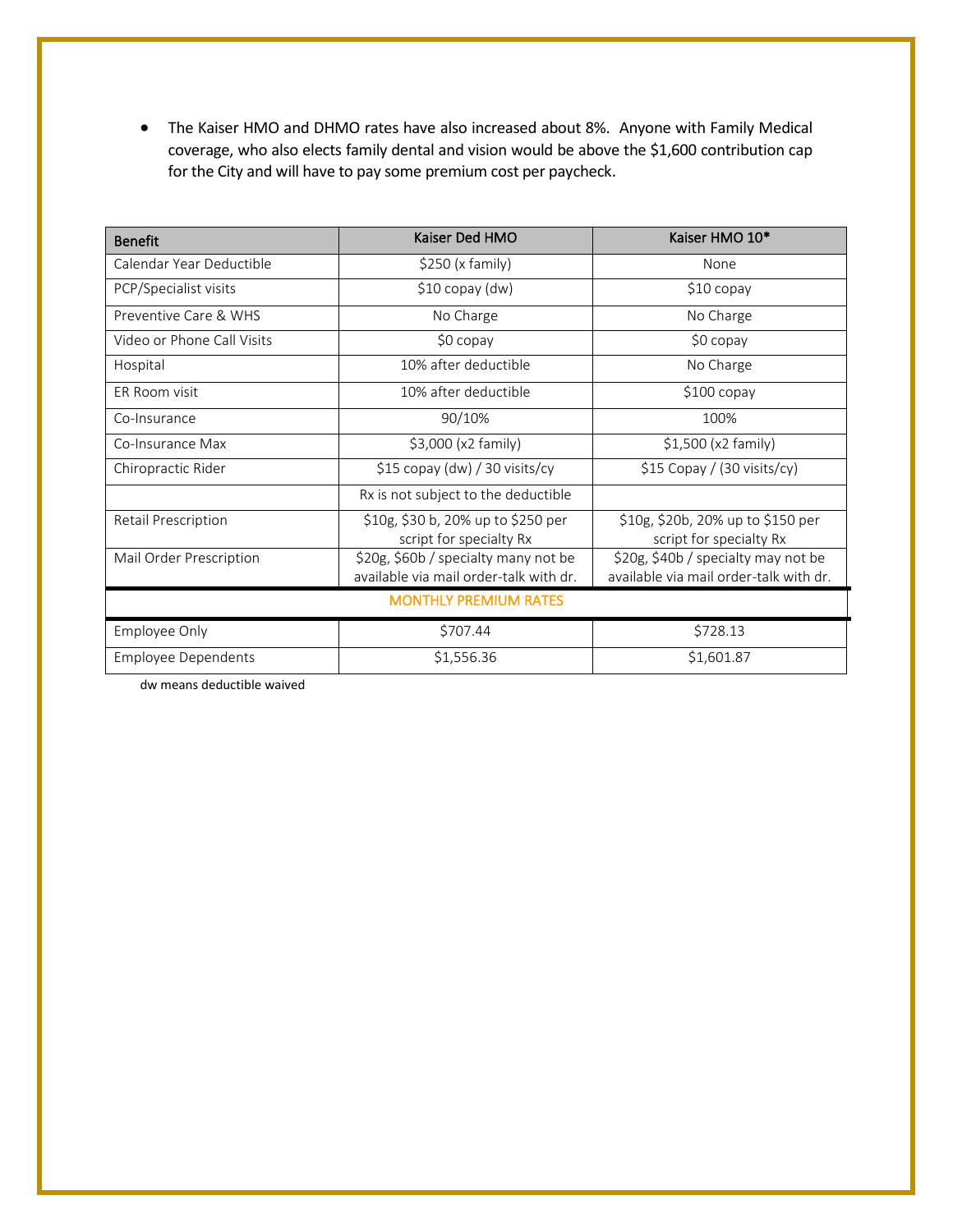- The Kaiser HMO and DHMO rates have also increased about 8%. Anyone with Family Medical coverage, who also elects family dental and vision would be above the $1,600 contribution cap for the City and will have to pay some premium cost per paycheck.

| Benefit | Kaiser Ded HMO | Kaiser HMO 10* |
|---|---|---|
| Calendar Year Deductible | $250 (x family) | None |
| PCP/Specialist visits | $10 copay (dw) | $10 copay |
| Preventive Care & WHS | No Charge | No Charge |
| Video or Phone Call Visits | $0 copay | $0 copay |
| Hospital | 10% after deductible | No Charge |
| ER Room visit | 10% after deductible | $100 copay |
| Co-Insurance | 90/10% | 100% |
| Co-Insurance Max | $3,000 (x2 family) | $1,500 (x2 family) |
| Chiropractic Rider | $15 copay (dw) / 30 visits/cy | $15 Copay / (30 visits/cy) |
| | Rx is not subject to the deductible | |
| Retail Prescription | $10g, $30 b, 20% up to $250 per script for specialty Rx | $10g, $20b, 20% up to $150 per script for specialty Rx |
| Mail Order Prescription | $20g, $60b / specialty many not be available via mail order-talk with dr. | $20g, $40b / specialty may not be available via mail order-talk with dr. |
| MONTHLY PREMIUM RATES | | |
| Employee Only | $707.44 | $728.13 |
| Employee Dependents | $1,556.36 | $1,601.87 |

dw means deductible waived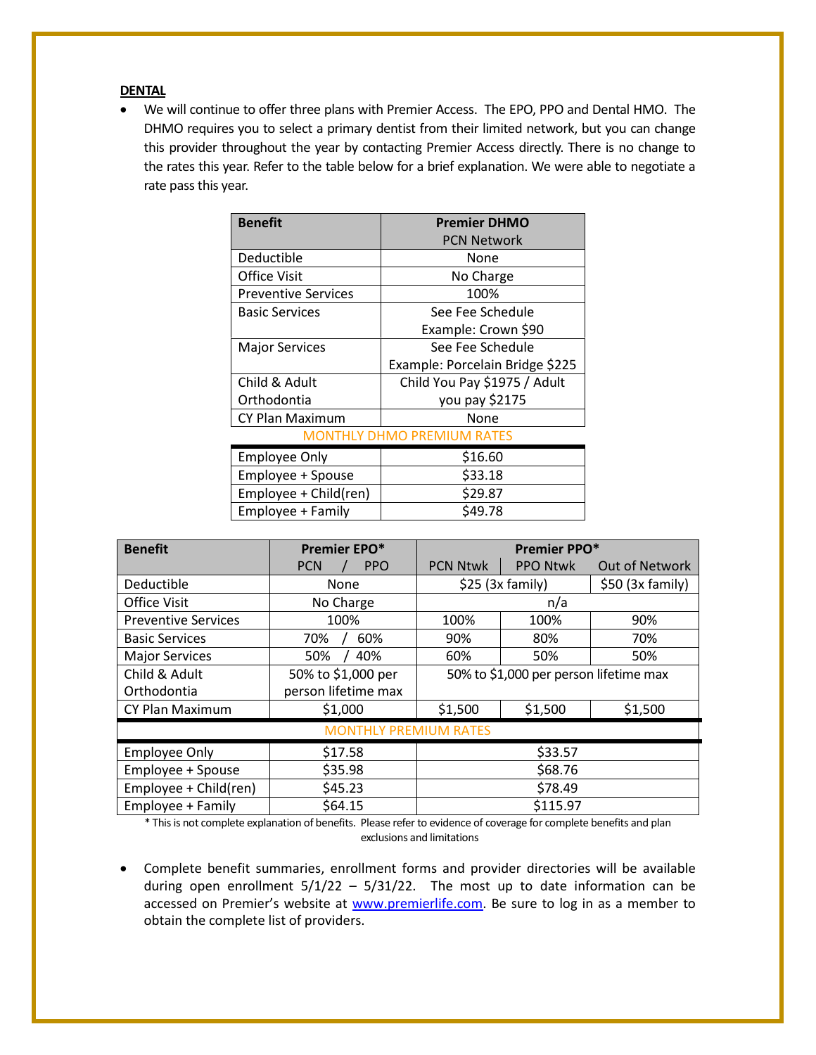**DENTAL**

- We will continue to offer three plans with Premier Access. The EPO, PPO and Dental HMO. The DHMO requires you to select a primary dentist from their limited network, but you can change this provider throughout the year by contacting Premier Access directly. There is no change to the rates this year. Refer to the table below for a brief explanation. We were able to negotiate a rate pass this year.

| **Benefit** | **Premier DHMO** PCN Network |
|---|---|
| Deductible | None |
| Office Visit | No Charge |
| Preventive Services | 100% |
| Basic Services | See Fee Schedule Example: Crown $90 |
| Major Services | See Fee Schedule Example: Porcelain Bridge $225 |
| Child & Adult Orthodontia | Child You Pay $1975 / Adult you pay $2175 |
| CY Plan Maximum | None |
| MONTHLY DHMO PREMIUM RATES | |
| Employee Only | $16.60 |
| Employee + Spouse | $33.18 |
| Employee + Child(ren) | $29.87 |
| Employee + Family | $49.78 |

| **Benefit** | **Premier EPO*** | **Premier PPO*** | | |
|---|---|---|---|---|
| | PCN / PPO | PCN Ntwk | PPO Ntwk | Out of Network |
| Deductible | None | $25 (3x family) | | $50 (3x family) |
| Office Visit | No Charge | n/a | | |
| Preventive Services | 100% | 100% | 100% | 90% |
| Basic Services | 70% / 60% | 90% | 80% | 70% |
| Major Services | 50% / 40% | 60% | 50% | 50% |
| Child & Adult Orthodontia | 50% to $1,000 per person lifetime max | 50% to $1,000 per person lifetime max | | |
| CY Plan Maximum | $1,000 | $1,500 | $1,500 | $1,500 |
| MONTHLY PREMIUM RATES | | | | |
| Employee Only | $17.58 | $33.57 | | |
| Employee + Spouse | $35.98 | $68.76 | | |
| Employee + Child(ren) | $45.23 | $78.49 | | |
| Employee + Family | $64.15 | $115.97 | | |

* This is not complete explanation of benefits. Please refer to evidence of coverage for complete benefits and plan exclusions and limitations

- Complete benefit summaries, enrollment forms and provider directories will be available during open enrollment 5/1/22 – 5/31/22. The most up to date information can be accessed on Premier's website at [www.premierlife.com](http://www.premierlife.com). Be sure to log in as a member to obtain the complete list of providers.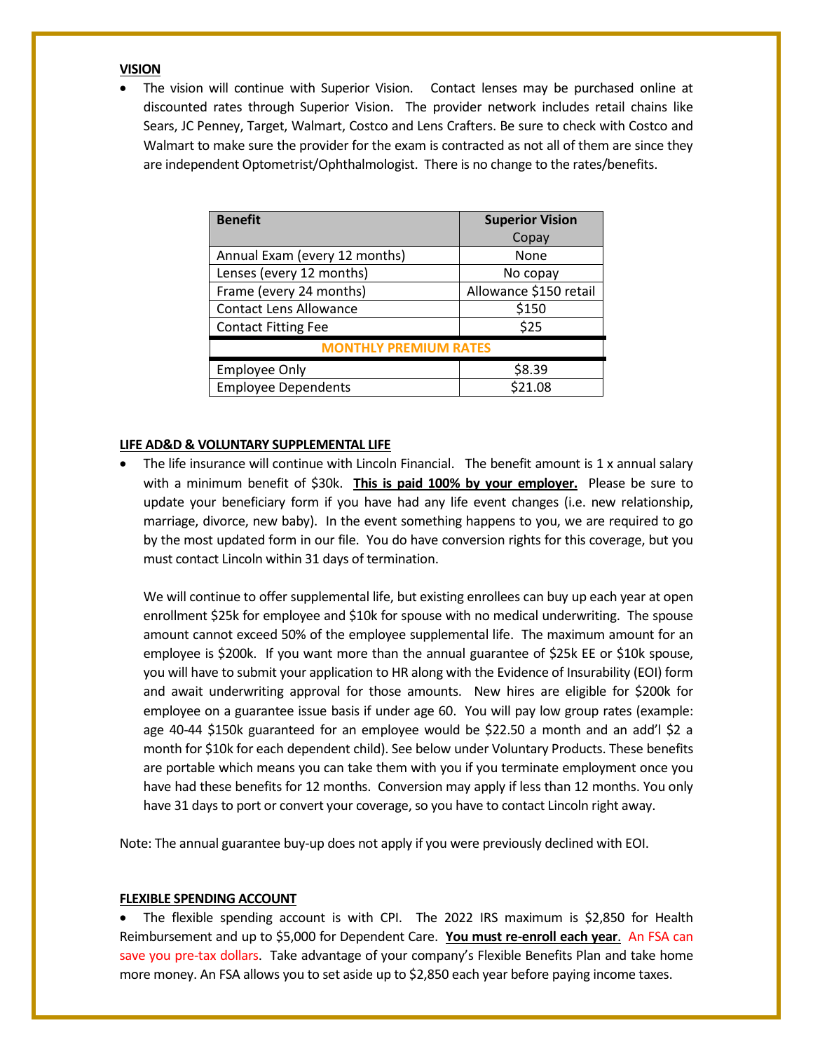## VISION

- The vision will continue with Superior Vision. Contact lenses may be purchased online at discounted rates through Superior Vision. The provider network includes retail chains like Sears, JC Penney, Target, Walmart, Costco and Lens Crafters. Be sure to check with Costco and Walmart to make sure the provider for the exam is contracted as not all of them are since they are independent Optometrist/Ophthalmologist. There is no change to the rates/benefits.

| Benefit | Superior Vision Copay |
|---|---|
| Annual Exam (every 12 months) | None |
| Lenses (every 12 months) | No copay |
| Frame (every 24 months) | Allowance $150 retail |
| Contact Lens Allowance | $150 |
| Contact Fitting Fee | $25 |
| **MONTHLY PREMIUM RATES** | |
| Employee Only | $8.39 |
| Employee Dependents | $21.08 |

## LIFE AD&D & VOLUNTARY SUPPLEMENTAL LIFE

- The life insurance will continue with Lincoln Financial. The benefit amount is 1 x annual salary with a minimum benefit of $30k. **This is paid 100% by your employer.** Please be sure to update your beneficiary form if you have had any life event changes (i.e. new relationship, marriage, divorce, new baby). In the event something happens to you, we are required to go by the most updated form in our file. You do have conversion rights for this coverage, but you must contact Lincoln within 31 days of termination.

  We will continue to offer supplemental life, but existing enrollees can buy up each year at open enrollment $25k for employee and $10k for spouse with no medical underwriting. The spouse amount cannot exceed 50% of the employee supplemental life. The maximum amount for an employee is $200k. If you want more than the annual guarantee of $25k EE or $10k spouse, you will have to submit your application to HR along with the Evidence of Insurability (EOI) form and await underwriting approval for those amounts. New hires are eligible for $200k for employee on a guarantee issue basis if under age 60. You will pay low group rates (example: age 40-44 $150k guaranteed for an employee would be $22.50 a month and an add'l $2 a month for $10k for each dependent child). See below under Voluntary Products. These benefits are portable which means you can take them with you if you terminate employment once you have had these benefits for 12 months. Conversion may apply if less than 12 months. You only have 31 days to port or convert your coverage, so you have to contact Lincoln right away.

Note: The annual guarantee buy-up does not apply if you were previously declined with EOI.

## FLEXIBLE SPENDING ACCOUNT

- The flexible spending account is with CPI. The 2022 IRS maximum is $2,850 for Health Reimbursement and up to $5,000 for Dependent Care. **You must re-enroll each year**. An FSA can save you pre-tax dollars. Take advantage of your company's Flexible Benefits Plan and take home more money. An FSA allows you to set aside up to $2,850 each year before paying income taxes.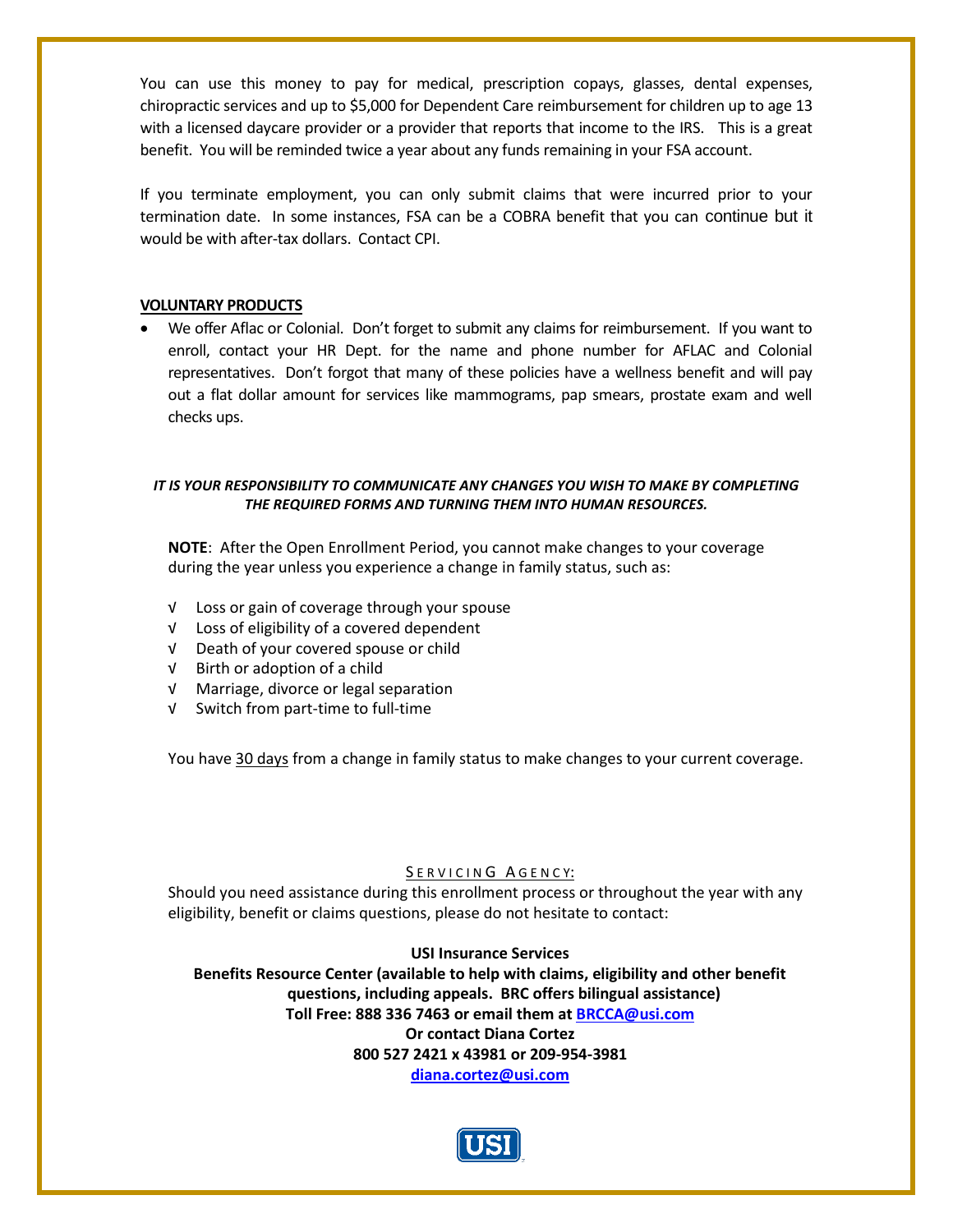You can use this money to pay for medical, prescription copays, glasses, dental expenses, chiropractic services and up to $5,000 for Dependent Care reimbursement for children up to age 13 with a licensed daycare provider or a provider that reports that income to the IRS. This is a great benefit. You will be reminded twice a year about any funds remaining in your FSA account.

If you terminate employment, you can only submit claims that were incurred prior to your termination date. In some instances, FSA can be a COBRA benefit that you can continue but it would be with after-tax dollars. Contact CPI.

**VOLUNTARY PRODUCTS**

- We offer Aflac or Colonial. Don't forget to submit any claims for reimbursement. If you want to enroll, contact your HR Dept. for the name and phone number for AFLAC and Colonial representatives. Don't forgot that many of these policies have a wellness benefit and will pay out a flat dollar amount for services like mammograms, pap smears, prostate exam and well checks ups.

***IT IS YOUR RESPONSIBILITY TO COMMUNICATE ANY CHANGES YOU WISH TO MAKE BY COMPLETING THE REQUIRED FORMS AND TURNING THEM INTO HUMAN RESOURCES.***

**NOTE**: After the Open Enrollment Period, you cannot make changes to your coverage during the year unless you experience a change in family status, such as:

- √ Loss or gain of coverage through your spouse
- √ Loss of eligibility of a covered dependent
- √ Death of your covered spouse or child
- √ Birth or adoption of a child
- √ Marriage, divorce or legal separation
- √ Switch from part-time to full-time

You have 30 days from a change in family status to make changes to your current coverage.

SERVICING AGENCY:

Should you need assistance during this enrollment process or throughout the year with any eligibility, benefit or claims questions, please do not hesitate to contact:

**USI Insurance Services**
**Benefits Resource Center (available to help with claims, eligibility and other benefit questions, including appeals. BRC offers bilingual assistance)**
**Toll Free: 888 336 7463 or email them at BRCCA@usi.com**
**Or contact Diana Cortez**
**800 527 2421 x 43981 or 209-954-3981**
**diana.cortez@usi.com**

USI